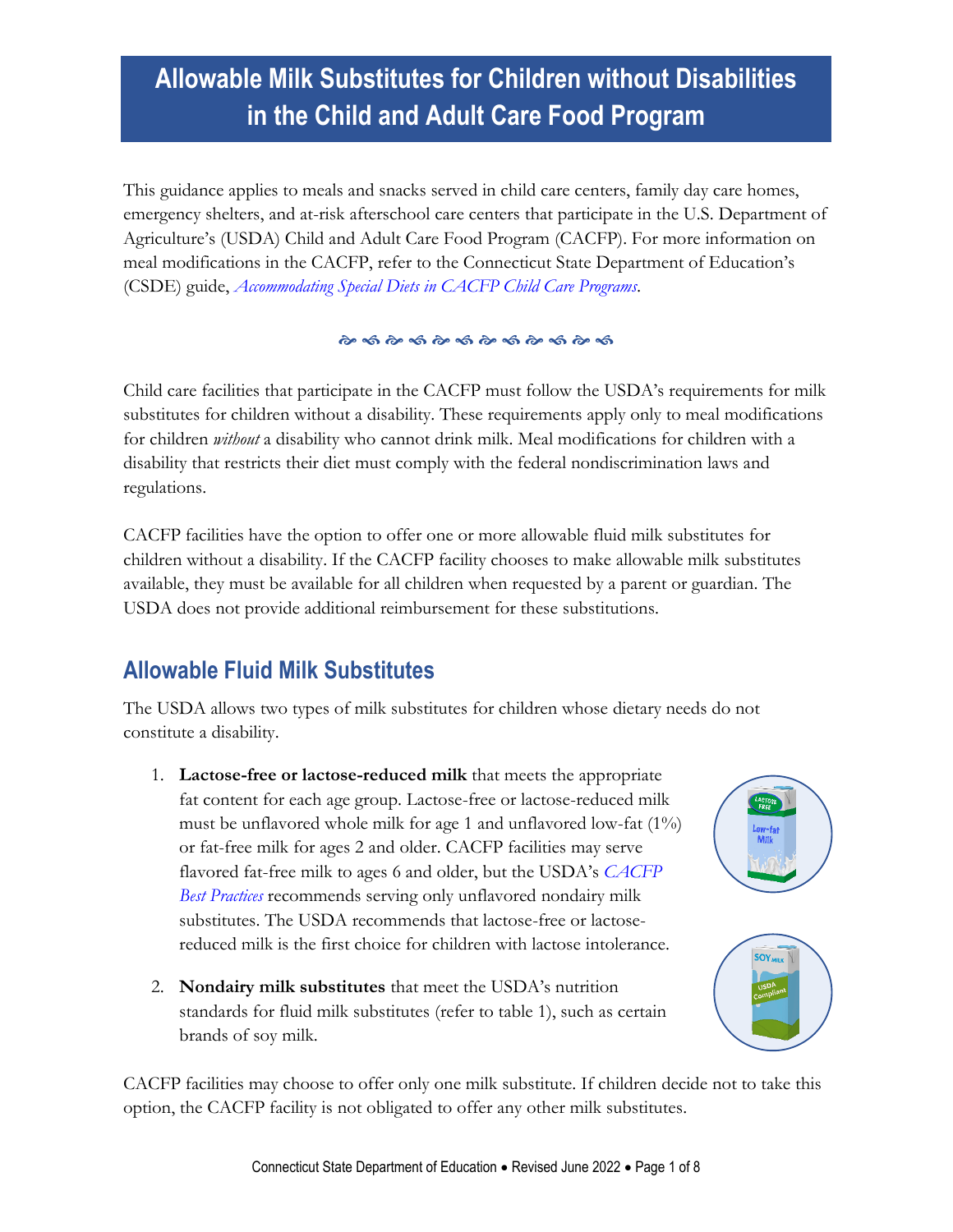# Allowable Milk Substitutes for Children without Disabilities in the Child and Adult Care Food Program

This guidance applies to meals and snacks served in child care centers, family day care homes, emergency shelters, and at-risk afterschool care centers that participate in the U.S. Department of Agriculture's (USDA) Child and Adult Care Food Program (CACFP). For more information on meal modifications in the CACFP, refer to the Connecticut State Department of Education's (CSDE) guide, *Accommodating Special Diets in CACFP Child Care Programs*.

Child care facilities that participate in the CACFP must follow the USDA's requirements for milk substitutes for children without a disability. These requirements apply only to meal modifications for children *without* a disability who cannot drink milk. Meal modifications for children with a disability that restricts their diet must comply with the federal nondiscrimination laws and regulations.

CACFP facilities have the option to offer one or more allowable fluid milk substitutes for children without a disability. If the CACFP facility chooses to make allowable milk substitutes available, they must be available for all children when requested by a parent or guardian. The USDA does not provide additional reimbursement for these substitutions.

## Allowable Fluid Milk Substitutes

The USDA allows two types of milk substitutes for children whose dietary needs do not constitute a disability.

1. **Lactose-free or lactose-reduced milk** that meets the appropriate fat content for each age group. Lactose-free or lactose-reduced milk must be unflavored whole milk for age 1 and unflavored low-fat (1%) or fat-free milk for ages 2 and older. CACFP facilities may serve flavored fat-free milk to ages 6 and older, but the USDA's *CACFP Best Practices* recommends serving only unflavored nondairy milk substitutes. The USDA recommends that lactose-free or lactose-reduced milk is the first choice for children with lactose intolerance.
2. **Nondairy milk substitutes** that meet the USDA's nutrition standards for fluid milk substitutes (refer to table 1), such as certain brands of soy milk.

CACFP facilities may choose to offer only one milk substitute. If children decide not to take this option, the CACFP facility is not obligated to offer any other milk substitutes.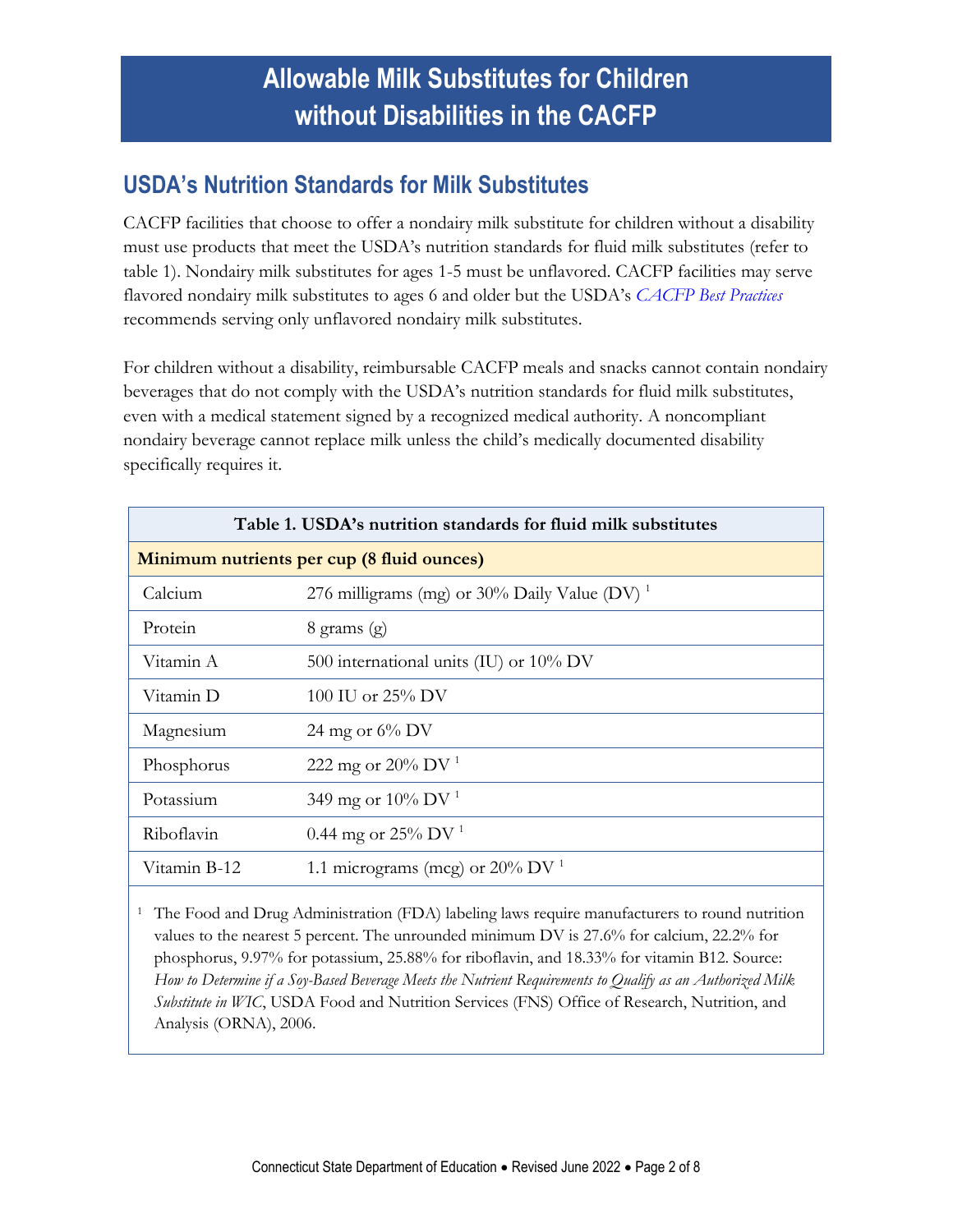# Allowable Milk Substitutes for Children without Disabilities in the CACFP

## USDA's Nutrition Standards for Milk Substitutes

CACFP facilities that choose to offer a nondairy milk substitute for children without a disability must use products that meet the USDA's nutrition standards for fluid milk substitutes (refer to table 1). Nondairy milk substitutes for ages 1-5 must be unflavored. CACFP facilities may serve flavored nondairy milk substitutes to ages 6 and older but the USDA's *CACFP Best Practices* recommends serving only unflavored nondairy milk substitutes.

For children without a disability, reimbursable CACFP meals and snacks cannot contain nondairy beverages that do not comply with the USDA's nutrition standards for fluid milk substitutes, even with a medical statement signed by a recognized medical authority. A noncompliant nondairy beverage cannot replace milk unless the child's medically documented disability specifically requires it.

| Table 1. USDA's nutrition standards for fluid milk substitutes | |
|---|---|
| **Minimum nutrients per cup (8 fluid ounces)** | |
| Calcium | 276 milligrams (mg) or 30% Daily Value (DV) [1] |
| Protein | 8 grams (g) |
| Vitamin A | 500 international units (IU) or 10% DV |
| Vitamin D | 100 IU or 25% DV |
| Magnesium | 24 mg or 6% DV |
| Phosphorus | 222 mg or 20% DV [1] |
| Potassium | 349 mg or 10% DV [1] |
| Riboflavin | 0.44 mg or 25% DV [1] |
| Vitamin B-12 | 1.1 micrograms (mcg) or 20% DV [1] |

[1] The Food and Drug Administration (FDA) labeling laws require manufacturers to round nutrition values to the nearest 5 percent. The unrounded minimum DV is 27.6% for calcium, 22.2% for phosphorus, 9.97% for potassium, 25.88% for riboflavin, and 18.33% for vitamin B12. Source: *How to Determine if a Soy-Based Beverage Meets the Nutrient Requirements to Qualify as an Authorized Milk Substitute in WIC*, USDA Food and Nutrition Services (FNS) Office of Research, Nutrition, and Analysis (ORNA), 2006.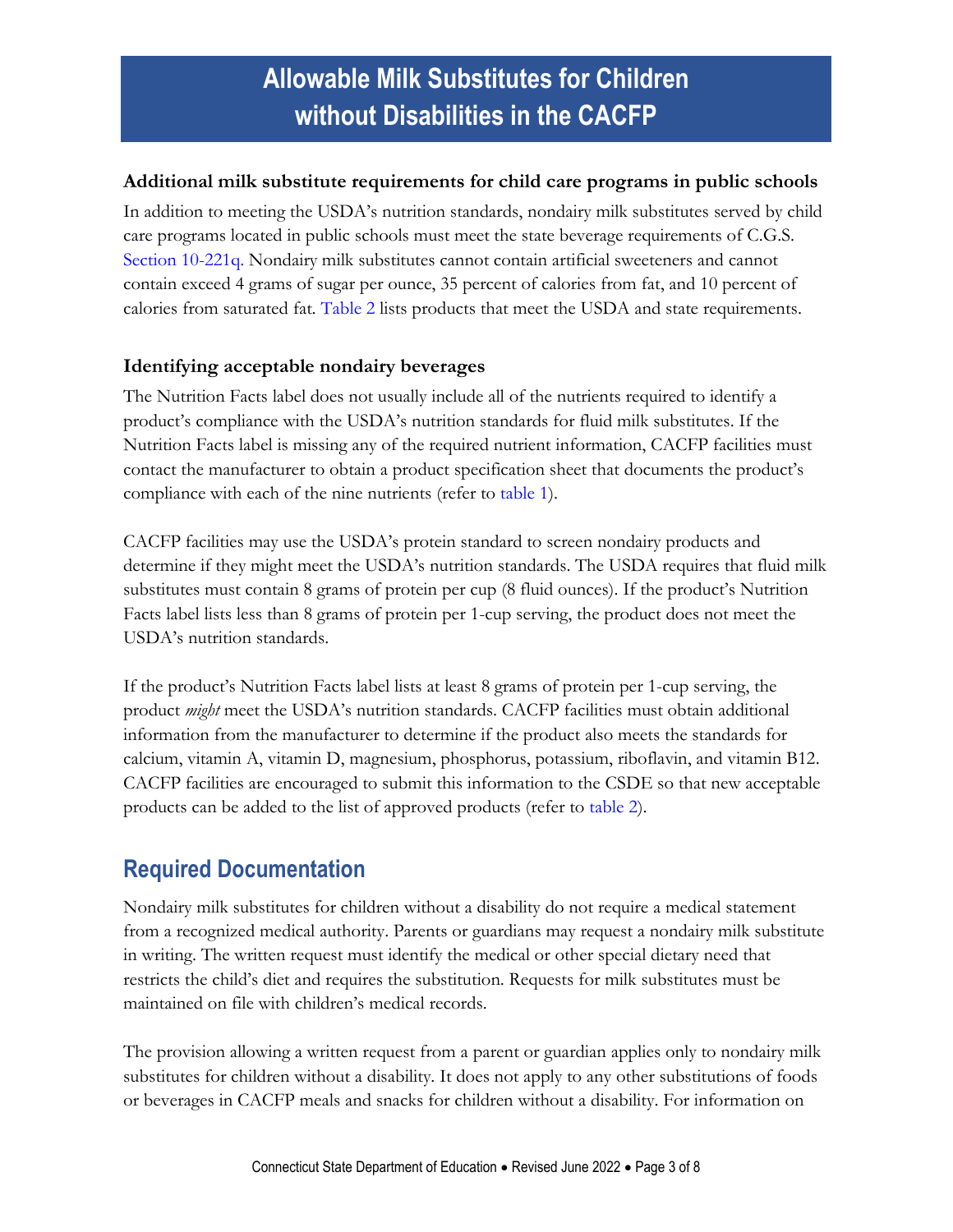# Allowable Milk Substitutes for Children without Disabilities in the CACFP

### Additional milk substitute requirements for child care programs in public schools

In addition to meeting the USDA's nutrition standards, nondairy milk substitutes served by child care programs located in public schools must meet the state beverage requirements of C.G.S. Section 10-221q. Nondairy milk substitutes cannot contain artificial sweeteners and cannot contain exceed 4 grams of sugar per ounce, 35 percent of calories from fat, and 10 percent of calories from saturated fat. Table 2 lists products that meet the USDA and state requirements.

### Identifying acceptable nondairy beverages

The Nutrition Facts label does not usually include all of the nutrients required to identify a product's compliance with the USDA's nutrition standards for fluid milk substitutes. If the Nutrition Facts label is missing any of the required nutrient information, CACFP facilities must contact the manufacturer to obtain a product specification sheet that documents the product's compliance with each of the nine nutrients (refer to table 1).

CACFP facilities may use the USDA's protein standard to screen nondairy products and determine if they might meet the USDA's nutrition standards. The USDA requires that fluid milk substitutes must contain 8 grams of protein per cup (8 fluid ounces). If the product's Nutrition Facts label lists less than 8 grams of protein per 1-cup serving, the product does not meet the USDA's nutrition standards.

If the product's Nutrition Facts label lists at least 8 grams of protein per 1-cup serving, the product *might* meet the USDA's nutrition standards. CACFP facilities must obtain additional information from the manufacturer to determine if the product also meets the standards for calcium, vitamin A, vitamin D, magnesium, phosphorus, potassium, riboflavin, and vitamin B12. CACFP facilities are encouraged to submit this information to the CSDE so that new acceptable products can be added to the list of approved products (refer to table 2).

## Required Documentation

Nondairy milk substitutes for children without a disability do not require a medical statement from a recognized medical authority. Parents or guardians may request a nondairy milk substitute in writing. The written request must identify the medical or other special dietary need that restricts the child's diet and requires the substitution. Requests for milk substitutes must be maintained on file with children's medical records.

The provision allowing a written request from a parent or guardian applies only to nondairy milk substitutes for children without a disability. It does not apply to any other substitutions of foods or beverages in CACFP meals and snacks for children without a disability. For information on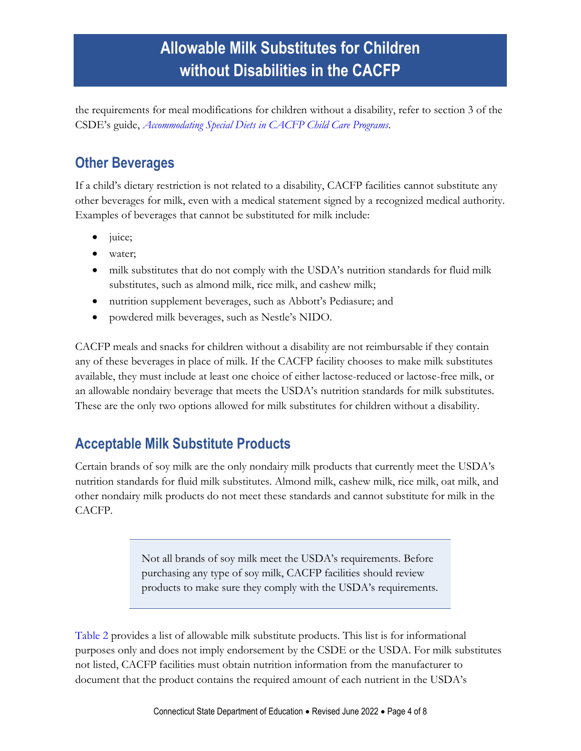the requirements for meal modifications for children without a disability, refer to section 3 of the CSDE's guide, *Accommodating Special Diets in CACFP Child Care Programs*.

## Other Beverages

If a child's dietary restriction is not related to a disability, CACFP facilities cannot substitute any other beverages for milk, even with a medical statement signed by a recognized medical authority. Examples of beverages that cannot be substituted for milk include:

- juice;
- water;
- milk substitutes that do not comply with the USDA's nutrition standards for fluid milk substitutes, such as almond milk, rice milk, and cashew milk;
- nutrition supplement beverages, such as Abbott's Pediasure; and
- powdered milk beverages, such as Nestle's NIDO.

CACFP meals and snacks for children without a disability are not reimbursable if they contain any of these beverages in place of milk. If the CACFP facility chooses to make milk substitutes available, they must include at least one choice of either lactose-reduced or lactose-free milk, or an allowable nondairy beverage that meets the USDA's nutrition standards for milk substitutes. These are the only two options allowed for milk substitutes for children without a disability.

## Acceptable Milk Substitute Products

Certain brands of soy milk are the only nondairy milk products that currently meet the USDA's nutrition standards for fluid milk substitutes. Almond milk, cashew milk, rice milk, oat milk, and other nondairy milk products do not meet these standards and cannot substitute for milk in the CACFP.

> Not all brands of soy milk meet the USDA's requirements. Before purchasing any type of soy milk, CACFP facilities should review products to make sure they comply with the USDA's requirements.

Table 2 provides a list of allowable milk substitute products. This list is for informational purposes only and does not imply endorsement by the CSDE or the USDA. For milk substitutes not listed, CACFP facilities must obtain nutrition information from the manufacturer to document that the product contains the required amount of each nutrient in the USDA's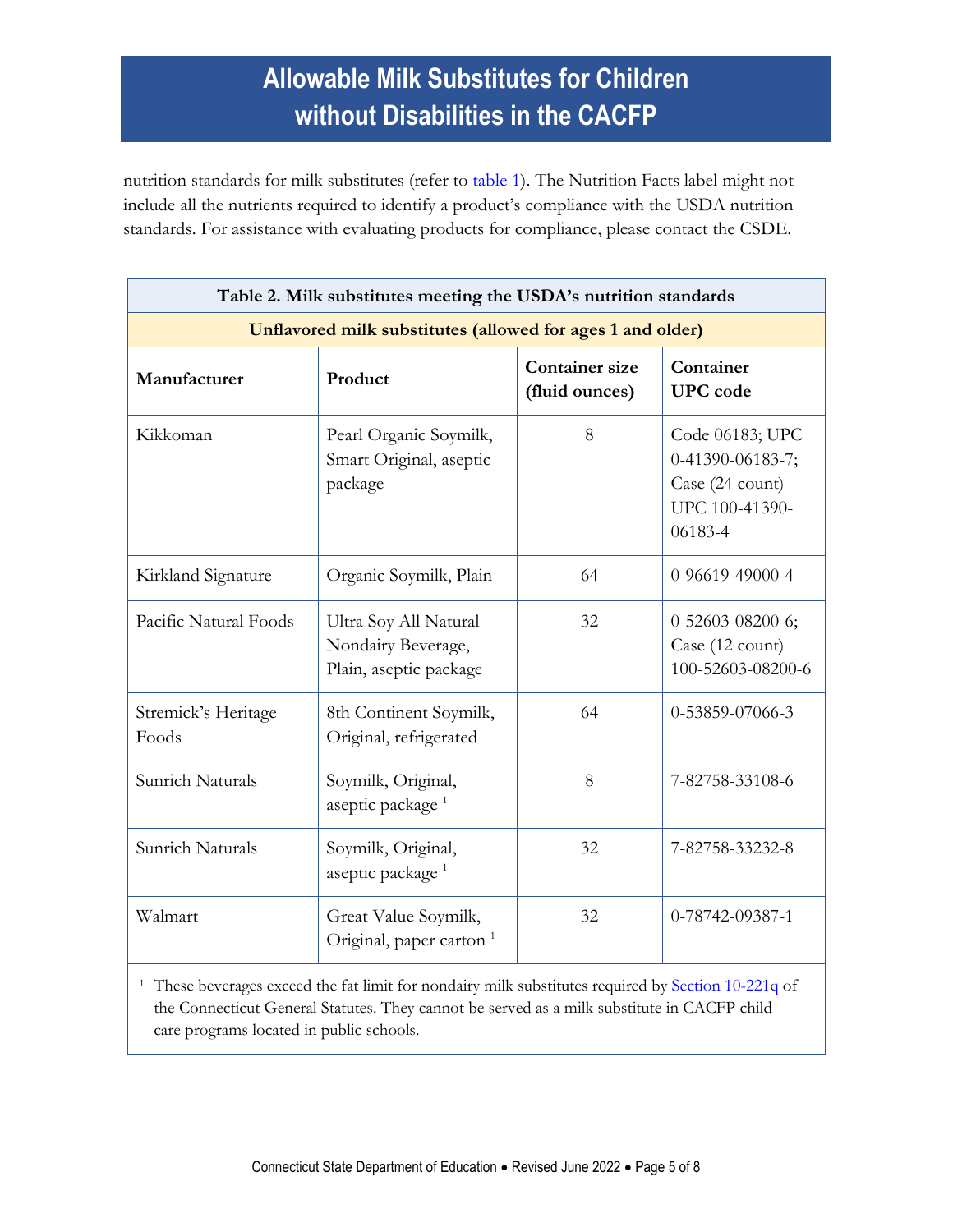nutrition standards for milk substitutes (refer to table 1). The Nutrition Facts label might not include all the nutrients required to identify a product's compliance with the USDA nutrition standards. For assistance with evaluating products for compliance, please contact the CSDE.

| **Table 2. Milk substitutes meeting the USDA's nutrition standards** | | | |
|---|---|---|---|
| **Unflavored milk substitutes (allowed for ages 1 and older)** | | | |
| **Manufacturer** | **Product** | **Container size (fluid ounces)** | **Container UPC code** |
| Kikkoman | Pearl Organic Soymilk, Smart Original, aseptic package | 8 | Code 06183; UPC 0-41390-06183-7; Case (24 count) UPC 100-41390-06183-4 |
| Kirkland Signature | Organic Soymilk, Plain | 64 | 0-96619-49000-4 |
| Pacific Natural Foods | Ultra Soy All Natural Nondairy Beverage, Plain, aseptic package | 32 | 0-52603-08200-6; Case (12 count) 100-52603-08200-6 |
| Stremick's Heritage Foods | 8th Continent Soymilk, Original, refrigerated | 64 | 0-53859-07066-3 |
| Sunrich Naturals | Soymilk, Original, aseptic package [1] | 8 | 7-82758-33108-6 |
| Sunrich Naturals | Soymilk, Original, aseptic package [1] | 32 | 7-82758-33232-8 |
| Walmart | Great Value Soymilk, Original, paper carton [1] | 32 | 0-78742-09387-1 |

[1] These beverages exceed the fat limit for nondairy milk substitutes required by Section 10-221q of the Connecticut General Statutes. They cannot be served as a milk substitute in CACFP child care programs located in public schools.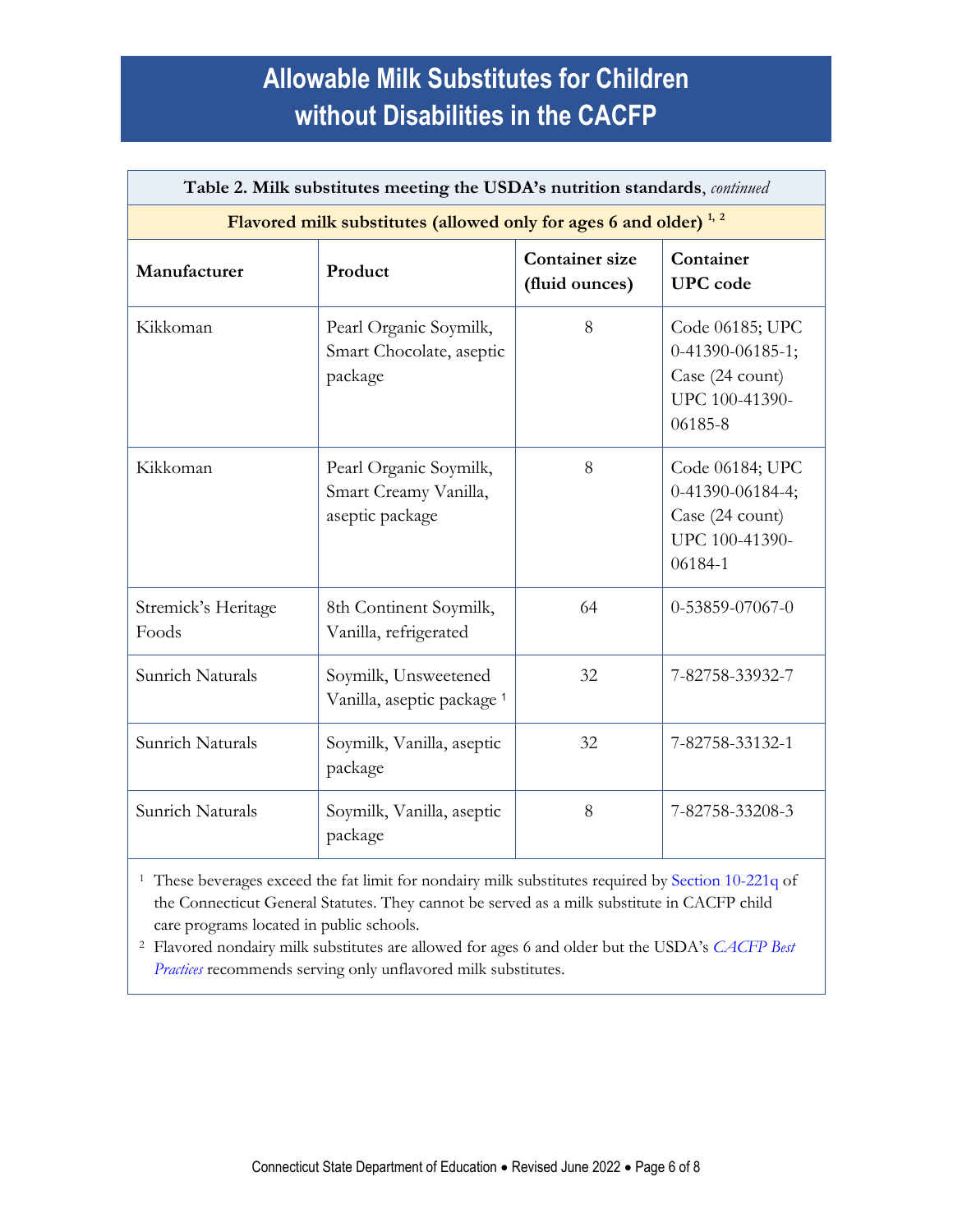# Allowable Milk Substitutes for Children without Disabilities in the CACFP

**Table 2. Milk substitutes meeting the USDA's nutrition standards**, *continued*

**Flavored milk substitutes (allowed only for ages 6 and older)** [1, 2]

| Manufacturer | Product | Container size (fluid ounces) | Container UPC code |
|---|---|---|---|
| Kikkoman | Pearl Organic Soymilk, Smart Chocolate, aseptic package | 8 | Code 06185; UPC 0-41390-06185-1; Case (24 count) UPC 100-41390-06185-8 |
| Kikkoman | Pearl Organic Soymilk, Smart Creamy Vanilla, aseptic package | 8 | Code 06184; UPC 0-41390-06184-4; Case (24 count) UPC 100-41390-06184-1 |
| Stremick's Heritage Foods | 8th Continent Soymilk, Vanilla, refrigerated | 64 | 0-53859-07067-0 |
| Sunrich Naturals | Soymilk, Unsweetened Vanilla, aseptic package [1] | 32 | 7-82758-33932-7 |
| Sunrich Naturals | Soymilk, Vanilla, aseptic package | 32 | 7-82758-33132-1 |
| Sunrich Naturals | Soymilk, Vanilla, aseptic package | 8 | 7-82758-33208-3 |

[1] These beverages exceed the fat limit for nondairy milk substitutes required by Section 10-221q of the Connecticut General Statutes. They cannot be served as a milk substitute in CACFP child care programs located in public schools.

[2] Flavored nondairy milk substitutes are allowed for ages 6 and older but the USDA's *CACFP Best Practices* recommends serving only unflavored milk substitutes.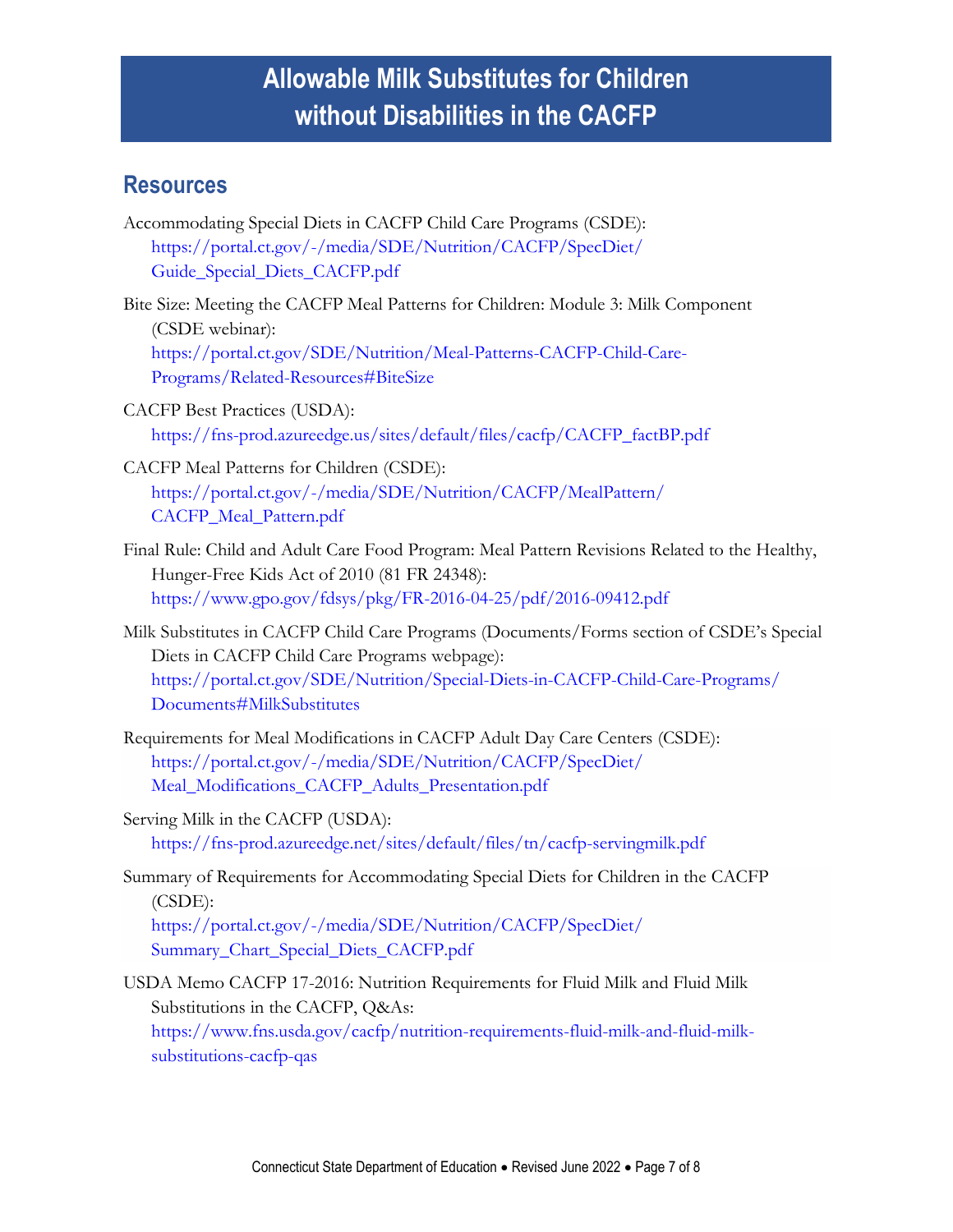# Allowable Milk Substitutes for Children without Disabilities in the CACFP

## Resources

Accommodating Special Diets in CACFP Child Care Programs (CSDE): https://portal.ct.gov/-/media/SDE/Nutrition/CACFP/SpecDiet/Guide_Special_Diets_CACFP.pdf

Bite Size: Meeting the CACFP Meal Patterns for Children: Module 3: Milk Component (CSDE webinar): https://portal.ct.gov/SDE/Nutrition/Meal-Patterns-CACFP-Child-Care-Programs/Related-Resources#BiteSize

CACFP Best Practices (USDA): https://fns-prod.azureedge.us/sites/default/files/cacfp/CACFP_factBP.pdf

CACFP Meal Patterns for Children (CSDE): https://portal.ct.gov/-/media/SDE/Nutrition/CACFP/MealPattern/CACFP_Meal_Pattern.pdf

Final Rule: Child and Adult Care Food Program: Meal Pattern Revisions Related to the Healthy, Hunger-Free Kids Act of 2010 (81 FR 24348): https://www.gpo.gov/fdsys/pkg/FR-2016-04-25/pdf/2016-09412.pdf

Milk Substitutes in CACFP Child Care Programs (Documents/Forms section of CSDE's Special Diets in CACFP Child Care Programs webpage): https://portal.ct.gov/SDE/Nutrition/Special-Diets-in-CACFP-Child-Care-Programs/Documents#MilkSubstitutes

Requirements for Meal Modifications in CACFP Adult Day Care Centers (CSDE): https://portal.ct.gov/-/media/SDE/Nutrition/CACFP/SpecDiet/Meal_Modifications_CACFP_Adults_Presentation.pdf

Serving Milk in the CACFP (USDA): https://fns-prod.azureedge.net/sites/default/files/tn/cacfp-servingmilk.pdf

Summary of Requirements for Accommodating Special Diets for Children in the CACFP (CSDE): https://portal.ct.gov/-/media/SDE/Nutrition/CACFP/SpecDiet/Summary_Chart_Special_Diets_CACFP.pdf

USDA Memo CACFP 17-2016: Nutrition Requirements for Fluid Milk and Fluid Milk Substitutions in the CACFP, Q&As: https://www.fns.usda.gov/cacfp/nutrition-requirements-fluid-milk-and-fluid-milk-substitutions-cacfp-qas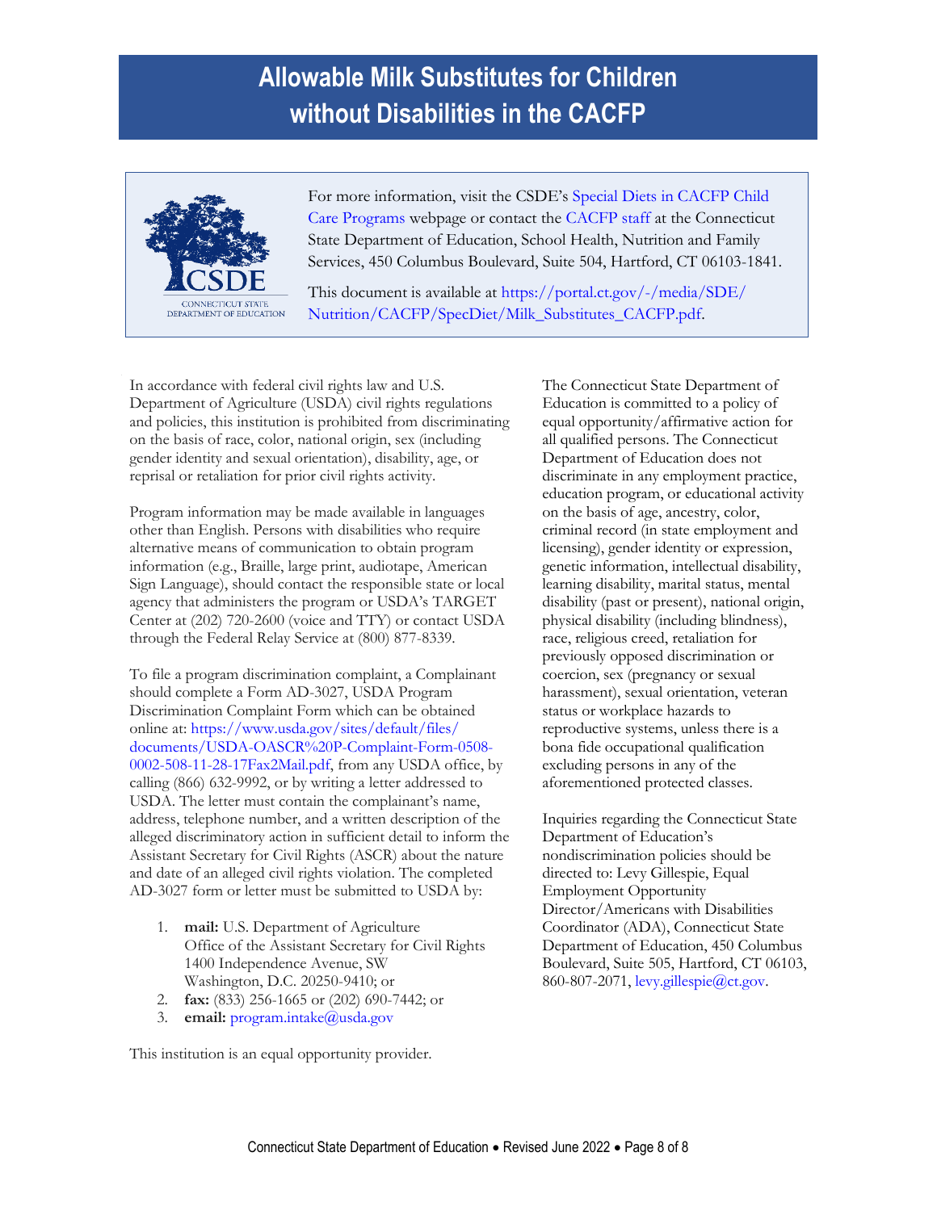# Allowable Milk Substitutes for Children without Disabilities in the CACFP

For more information, visit the CSDE's Special Diets in CACFP Child Care Programs webpage or contact the CACFP staff at the Connecticut State Department of Education, School Health, Nutrition and Family Services, 450 Columbus Boulevard, Suite 504, Hartford, CT 06103-1841.

This document is available at https://portal.ct.gov/-/media/SDE/Nutrition/CACFP/SpecDiet/Milk_Substitutes_CACFP.pdf.

In accordance with federal civil rights law and U.S. Department of Agriculture (USDA) civil rights regulations and policies, this institution is prohibited from discriminating on the basis of race, color, national origin, sex (including gender identity and sexual orientation), disability, age, or reprisal or retaliation for prior civil rights activity.

Program information may be made available in languages other than English. Persons with disabilities who require alternative means of communication to obtain program information (e.g., Braille, large print, audiotape, American Sign Language), should contact the responsible state or local agency that administers the program or USDA's TARGET Center at (202) 720-2600 (voice and TTY) or contact USDA through the Federal Relay Service at (800) 877-8339.

To file a program discrimination complaint, a Complainant should complete a Form AD-3027, USDA Program Discrimination Complaint Form which can be obtained online at: https://www.usda.gov/sites/default/files/documents/USDA-OASCR%20P-Complaint-Form-0508-0002-508-11-28-17Fax2Mail.pdf, from any USDA office, by calling (866) 632-9992, or by writing a letter addressed to USDA. The letter must contain the complainant's name, address, telephone number, and a written description of the alleged discriminatory action in sufficient detail to inform the Assistant Secretary for Civil Rights (ASCR) about the nature and date of an alleged civil rights violation. The completed AD-3027 form or letter must be submitted to USDA by:

1. **mail:** U.S. Department of Agriculture  
   Office of the Assistant Secretary for Civil Rights  
   1400 Independence Avenue, SW  
   Washington, D.C. 20250-9410; or
2. **fax:** (833) 256-1665 or (202) 690-7442; or
3. **email:** program.intake@usda.gov

This institution is an equal opportunity provider.

The Connecticut State Department of Education is committed to a policy of equal opportunity/affirmative action for all qualified persons. The Connecticut Department of Education does not discriminate in any employment practice, education program, or educational activity on the basis of age, ancestry, color, criminal record (in state employment and licensing), gender identity or expression, genetic information, intellectual disability, learning disability, marital status, mental disability (past or present), national origin, physical disability (including blindness), race, religious creed, retaliation for previously opposed discrimination or coercion, sex (pregnancy or sexual harassment), sexual orientation, veteran status or workplace hazards to reproductive systems, unless there is a bona fide occupational qualification excluding persons in any of the aforementioned protected classes.

Inquiries regarding the Connecticut State Department of Education's nondiscrimination policies should be directed to: Levy Gillespie, Equal Employment Opportunity Director/Americans with Disabilities Coordinator (ADA), Connecticut State Department of Education, 450 Columbus Boulevard, Suite 505, Hartford, CT 06103, 860-807-2071, levy.gillespie@ct.gov.